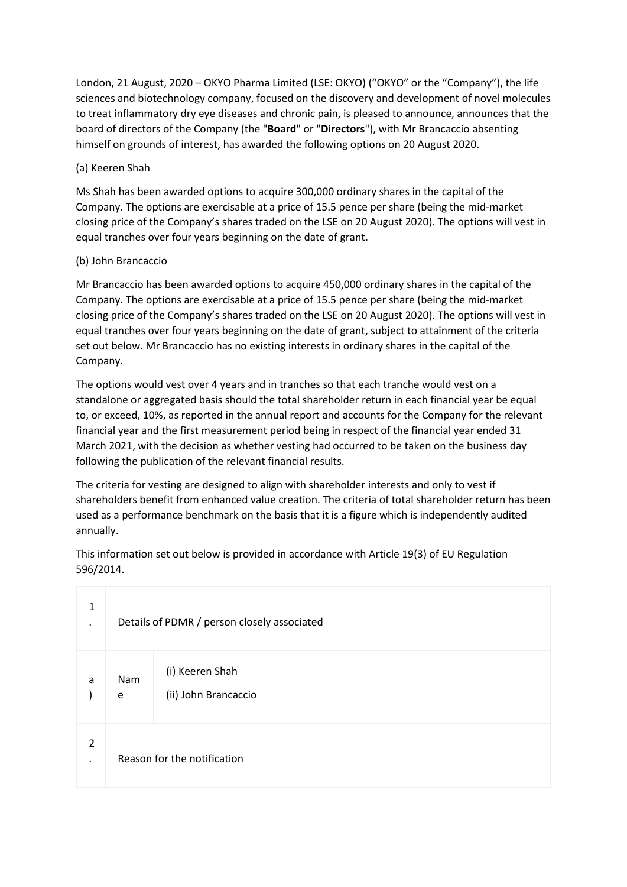London, 21 August, 2020 – OKYO Pharma Limited (LSE: OKYO) ("OKYO" or the "Company"), the life sciences and biotechnology company, focused on the discovery and development of novel molecules to treat inflammatory dry eye diseases and chronic pain, is pleased to announce, announces that the board of directors of the Company (the "**Board**" or "**Directors**"), with Mr Brancaccio absenting himself on grounds of interest, has awarded the following options on 20 August 2020.

(a) Keeren Shah

Ms Shah has been awarded options to acquire 300,000 ordinary shares in the capital of the Company. The options are exercisable at a price of 15.5 pence per share (being the mid-market closing price of the Company's shares traded on the LSE on 20 August 2020). The options will vest in equal tranches over four years beginning on the date of grant.

(b) John Brancaccio

Mr Brancaccio has been awarded options to acquire 450,000 ordinary shares in the capital of the Company. The options are exercisable at a price of 15.5 pence per share (being the mid-market closing price of the Company's shares traded on the LSE on 20 August 2020). The options will vest in equal tranches over four years beginning on the date of grant, subject to attainment of the criteria set out below. Mr Brancaccio has no existing interests in ordinary shares in the capital of the Company.

The options would vest over 4 years and in tranches so that each tranche would vest on a standalone or aggregated basis should the total shareholder return in each financial year be equal to, or exceed, 10%, as reported in the annual report and accounts for the Company for the relevant financial year and the first measurement period being in respect of the financial year ended 31 March 2021, with the decision as whether vesting had occurred to be taken on the business day following the publication of the relevant financial results.

The criteria for vesting are designed to align with shareholder interests and only to vest if shareholders benefit from enhanced value creation. The criteria of total shareholder return has been used as a performance benchmark on the basis that it is a figure which is independently audited annually.

This information set out below is provided in accordance with Article 19(3) of EU Regulation 596/2014.

| 1. | Details of PDMR / person closely associated | |
|---|---|---|
| a) | Name | (i) Keeren Shah<br>(ii) John Brancaccio |
| 2. | Reason for the notification | |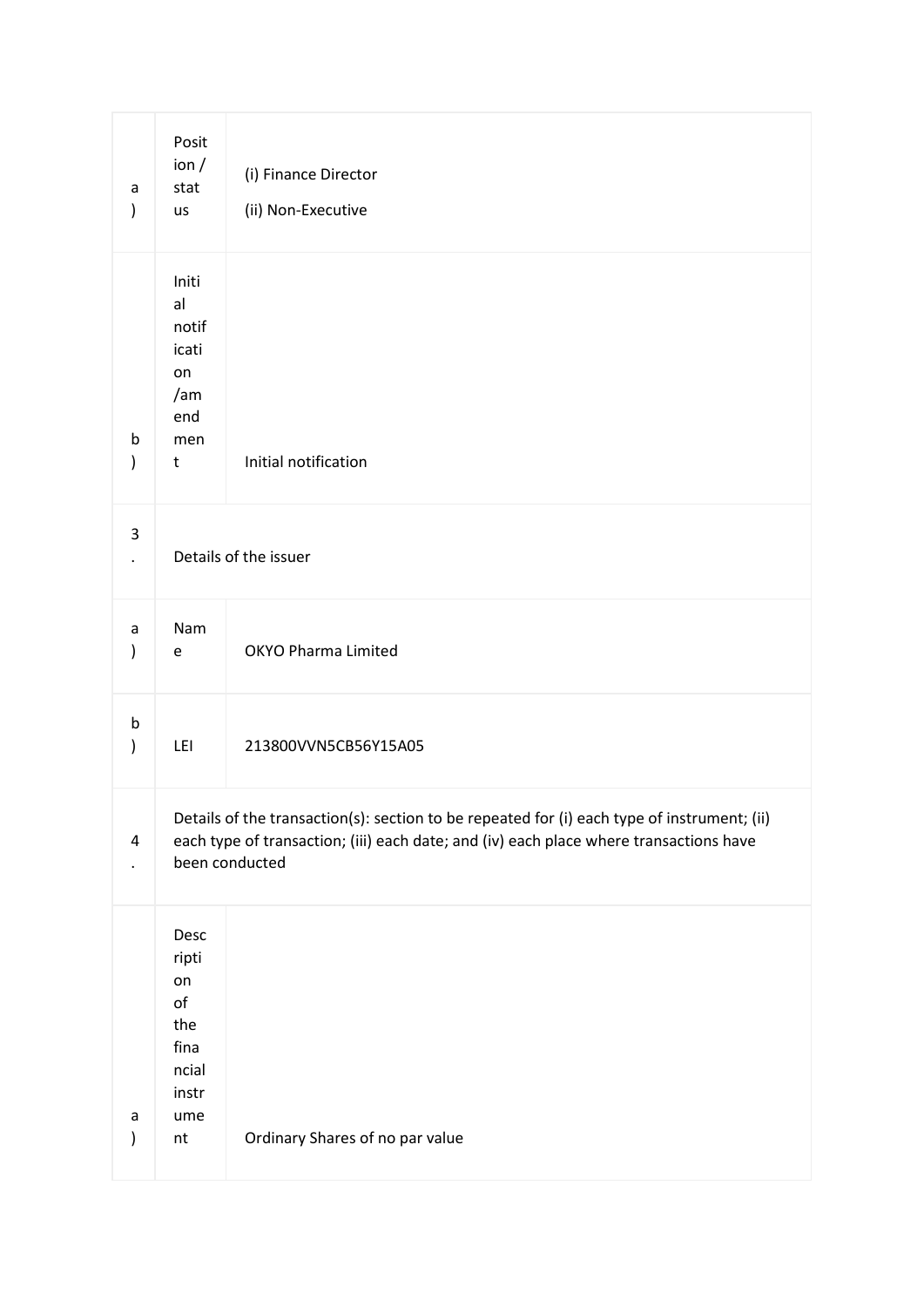| | | |
|---|---|---|
| a) | Position / status | (i) Finance Director<br>(ii) Non-Executive |
| b) | Initial notification /amendment | Initial notification |
| 3. | Details of the issuer | |
| a) | Name | OKYO Pharma Limited |
| b) | LEI | 213800VVN5CB56Y15A05 |
| 4. | Details of the transaction(s): section to be repeated for (i) each type of instrument; (ii) each type of transaction; (iii) each date; and (iv) each place where transactions have been conducted | |
| a) | Description of the financial instrument | Ordinary Shares of no par value |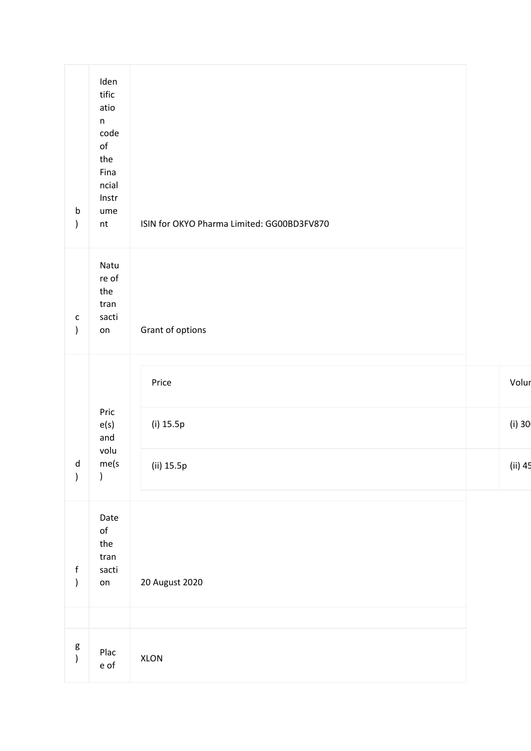| | | |
|---|---|---|
| b) | Identification code of the Financial Instrument | ISIN for OKYO Pharma Limited: GG00BD3FV870 |
| c) | Nature of the transaction | Grant of options |
| d) | Price(s) and volume(s) | <table><tr><td>Price</td><td>Volur</td></tr><tr><td>(i) 15.5p</td><td>(i) 30</td></tr><tr><td>(ii) 15.5p</td><td>(ii) 45</td></tr></table> |
| f) | Date of the transaction | 20 August 2020 |
| | | |
| g) | Place of | XLON |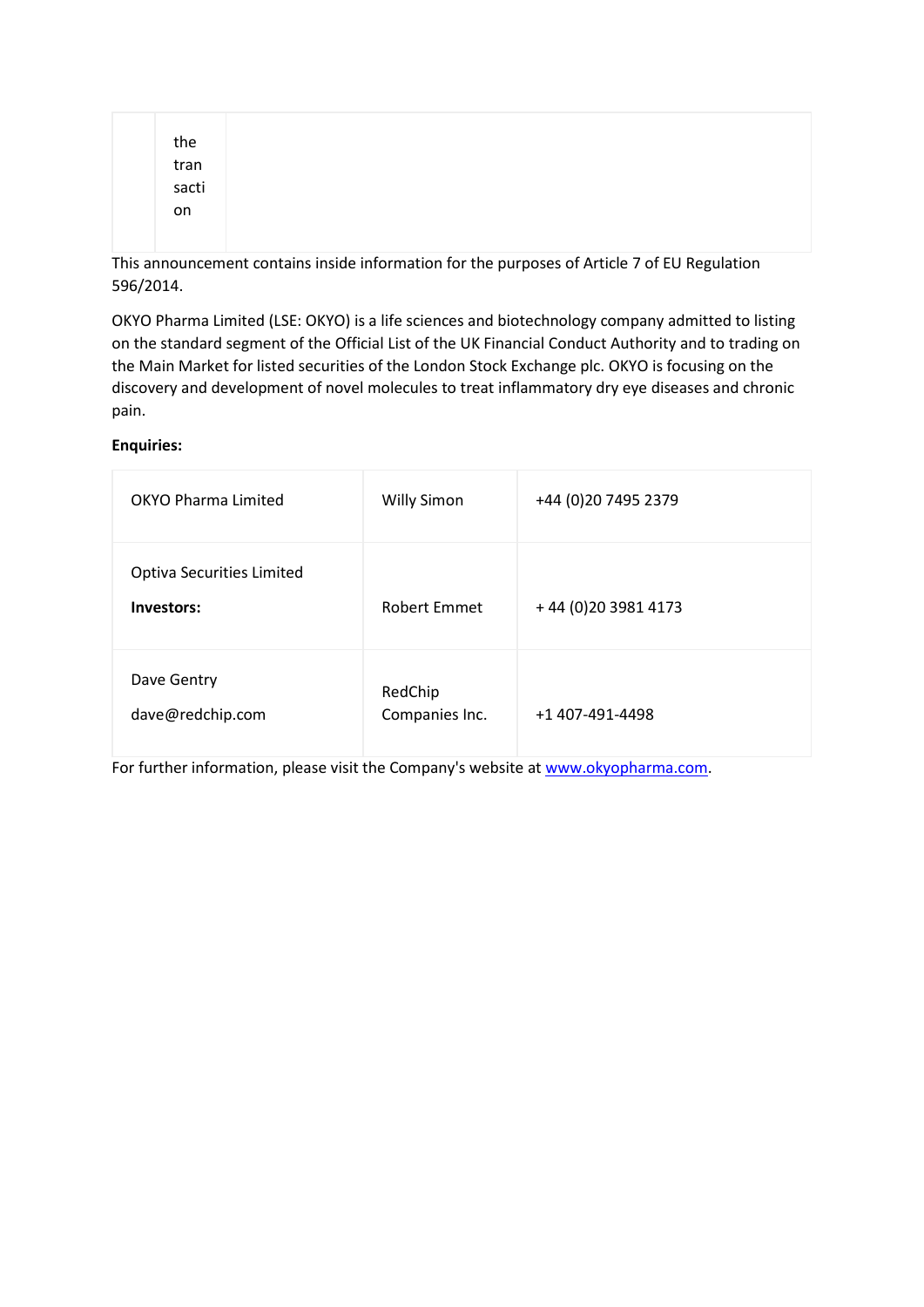| | | |
|---|---|---|
| | the transaction | |

This announcement contains inside information for the purposes of Article 7 of EU Regulation 596/2014.

OKYO Pharma Limited (LSE: OKYO) is a life sciences and biotechnology company admitted to listing on the standard segment of the Official List of the UK Financial Conduct Authority and to trading on the Main Market for listed securities of the London Stock Exchange plc. OKYO is focusing on the discovery and development of novel molecules to treat inflammatory dry eye diseases and chronic pain.

**Enquiries:**

| | | |
|---|---|---|
| OKYO Pharma Limited | Willy Simon | +44 (0)20 7495 2379 |
| Optiva Securities Limited<br>**Investors:** | Robert Emmet | + 44 (0)20 3981 4173 |
| Dave Gentry<br>dave@redchip.com | RedChip Companies Inc. | +1 407-491-4498 |

For further information, please visit the Company's website at www.okyopharma.com.